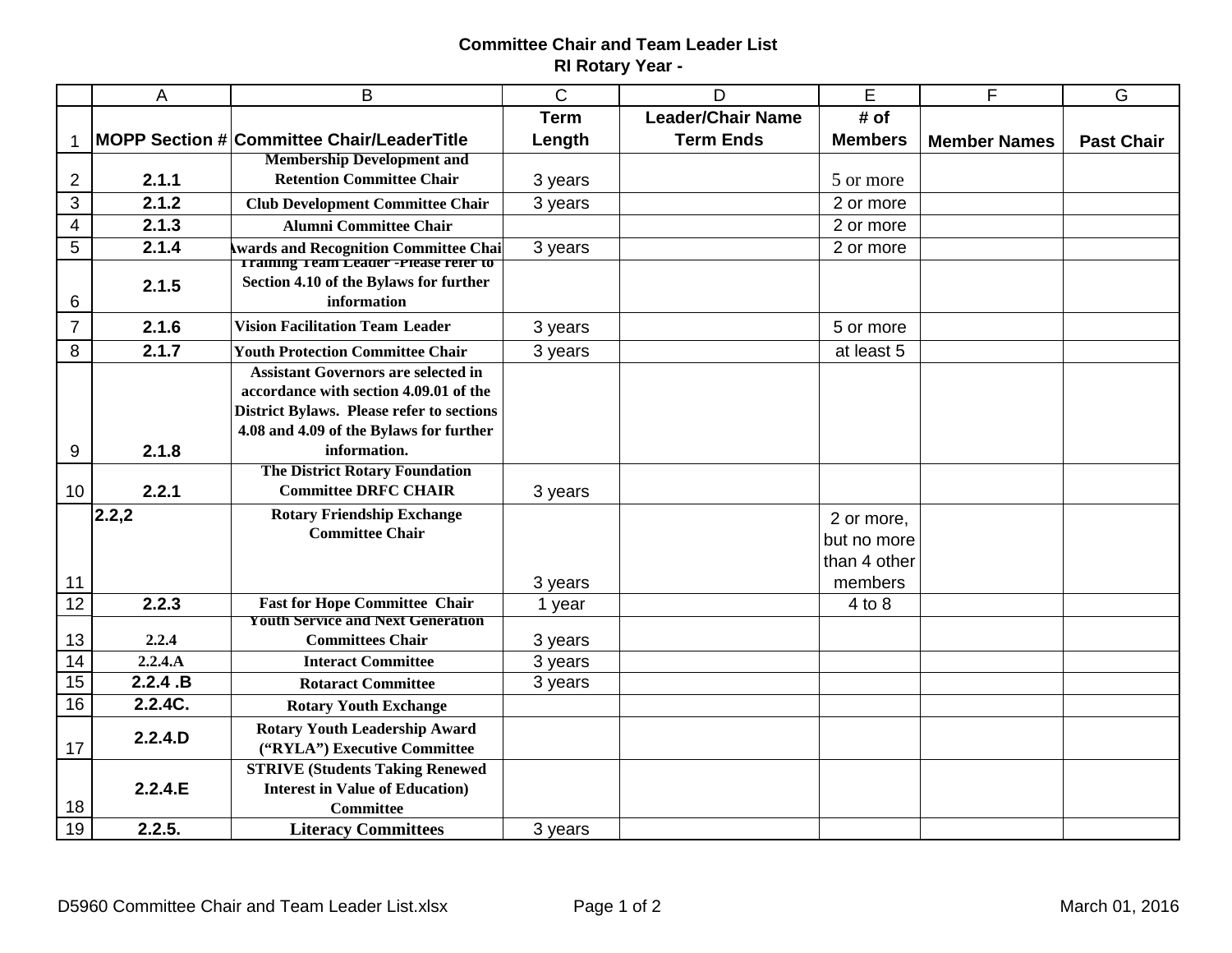**Committee Chair and Team Leader List**
**RI Rotary Year -**

| | A | B | C | D | E | F | G |
|---|---|---|---|---|---|---|---|
| 1 | MOPP Section # | Committee Chair/LeaderTitle | Term Length | Leader/Chair Name Term Ends | # of Members | Member Names | Past Chair |
| 2 | 2.1.1 | Membership Development and Retention Committee Chair | 3 years | | 5 or more | | |
| 3 | 2.1.2 | Club Development Committee Chair | 3 years | | 2 or more | | |
| 4 | 2.1.3 | Alumni Committee Chair | | | 2 or more | | |
| 5 | 2.1.4 | Awards and Recognition Committee Chair | 3 years | | 2 or more | | |
| 6 | 2.1.5 | Training Team Leader -Please refer to Section 4.10 of the Bylaws for further information | | | | | |
| 7 | 2.1.6 | Vision Facilitation Team Leader | 3 years | | 5 or more | | |
| 8 | 2.1.7 | Youth Protection Committee Chair | 3 years | | at least 5 | | |
| 9 | 2.1.8 | Assistant Governors are selected in accordance with section 4.09.01 of the District Bylaws. Please refer to sections 4.08 and 4.09 of the Bylaws for further information. | | | | | |
| 10 | 2.2.1 | The District Rotary Foundation Committee DRFC CHAIR | 3 years | | | | |
| 11 | 2.2,2 | Rotary Friendship Exchange Committee Chair | 3 years | | 2 or more, but no more than 4 other members | | |
| 12 | 2.2.3 | Fast for Hope Committee Chair | 1 year | | 4 to 8 | | |
| 13 | 2.2.4 | Youth Service and Next Generation Committees Chair | 3 years | | | | |
| 14 | 2.2.4.A | Interact Committee | 3 years | | | | |
| 15 | 2.2.4 .B | Rotaract Committee | 3 years | | | | |
| 16 | 2.2.4C. | Rotary Youth Exchange | | | | | |
| 17 | 2.2.4.D | Rotary Youth Leadership Award ("RYLA") Executive Committee | | | | | |
| 18 | 2.2.4.E | STRIVE (Students Taking Renewed Interest in Value of Education) Committee | | | | | |
| 19 | 2.2.5. | Literacy Committees | 3 years | | | | |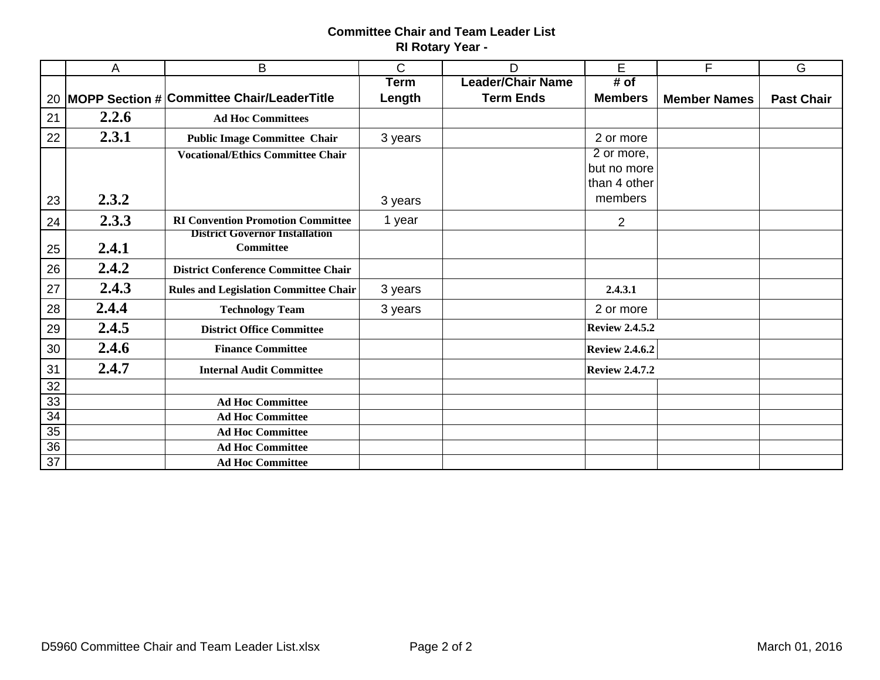**Committee Chair and Team Leader List**
**RI Rotary Year -**

| | A | B | C | D | E | F | G |
|---|---|---|---|---|---|---|---|
| 20 | MOPP Section # | Committee Chair/LeaderTitle | Term Length | Leader/Chair Name Term Ends | # of Members | Member Names | Past Chair |
| 21 | 2.2.6 | Ad Hoc Committees | | | | | |
| 22 | 2.3.1 | Public Image Committee Chair | 3 years | | 2 or more | | |
| 23 | 2.3.2 | Vocational/Ethics Committee Chair | 3 years | | 2 or more, but no more than 4 other members | | |
| 24 | 2.3.3 | RI Convention Promotion Committee | 1 year | | 2 | | |
| 25 | 2.4.1 | District Governor Installation Committee | | | | | |
| 26 | 2.4.2 | District Conference Committee Chair | | | | | |
| 27 | 2.4.3 | Rules and Legislation Committee Chair | 3 years | | 2.4.3.1 | | |
| 28 | 2.4.4 | Technology Team | 3 years | | 2 or more | | |
| 29 | 2.4.5 | District Office Committee | | | Review 2.4.5.2 | | |
| 30 | 2.4.6 | Finance Committee | | | Review 2.4.6.2 | | |
| 31 | 2.4.7 | Internal Audit Committee | | | Review 2.4.7.2 | | |
| 32 | | | | | | | |
| 33 | | Ad Hoc Committee | | | | | |
| 34 | | Ad Hoc Committee | | | | | |
| 35 | | Ad Hoc Committee | | | | | |
| 36 | | Ad Hoc Committee | | | | | |
| 37 | | Ad Hoc Committee | | | | | |

D5960 Committee Chair and Team Leader List.xlsx — March 01, 2016